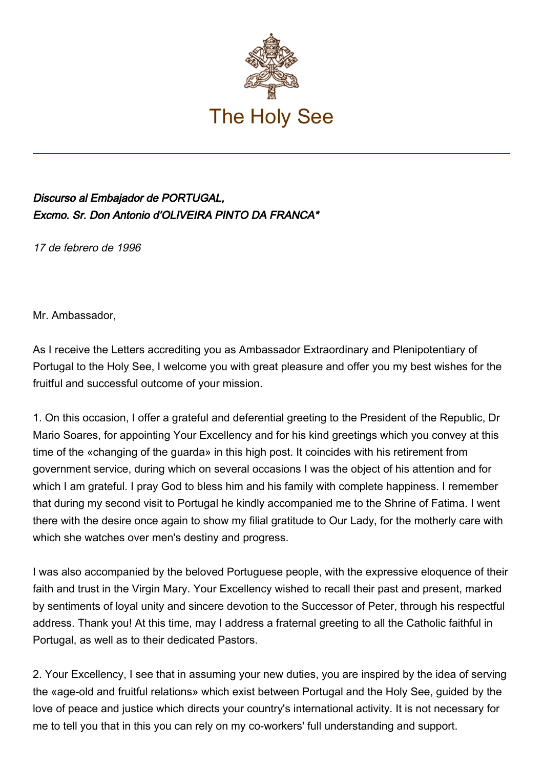# The Holy See

***Discurso al Embajador de PORTUGAL,***
***Excmo. Sr. Don Antonio d'OLIVEIRA PINTO DA FRANCA****

*17 de febrero de 1996*

Mr. Ambassador,

As I receive the Letters accrediting you as Ambassador Extraordinary and Plenipotentiary of Portugal to the Holy See, I welcome you with great pleasure and offer you my best wishes for the fruitful and successful outcome of your mission.

1. On this occasion, I offer a grateful and deferential greeting to the President of the Republic, Dr Mario Soares, for appointing Your Excellency and for his kind greetings which you convey at this time of the «changing of the guarda» in this high post. It coincides with his retirement from government service, during which on several occasions I was the object of his attention and for which I am grateful. I pray God to bless him and his family with complete happiness. I remember that during my second visit to Portugal he kindly accompanied me to the Shrine of Fatima. I went there with the desire once again to show my filial gratitude to Our Lady, for the motherly care with which she watches over men's destiny and progress.

I was also accompanied by the beloved Portuguese people, with the expressive eloquence of their faith and trust in the Virgin Mary. Your Excellency wished to recall their past and present, marked by sentiments of loyal unity and sincere devotion to the Successor of Peter, through his respectful address. Thank you! At this time, may I address a fraternal greeting to all the Catholic faithful in Portugal, as well as to their dedicated Pastors.

2. Your Excellency, I see that in assuming your new duties, you are inspired by the idea of serving the «age-old and fruitful relations» which exist between Portugal and the Holy See, guided by the love of peace and justice which directs your country's international activity. It is not necessary for me to tell you that in this you can rely on my co-workers' full understanding and support.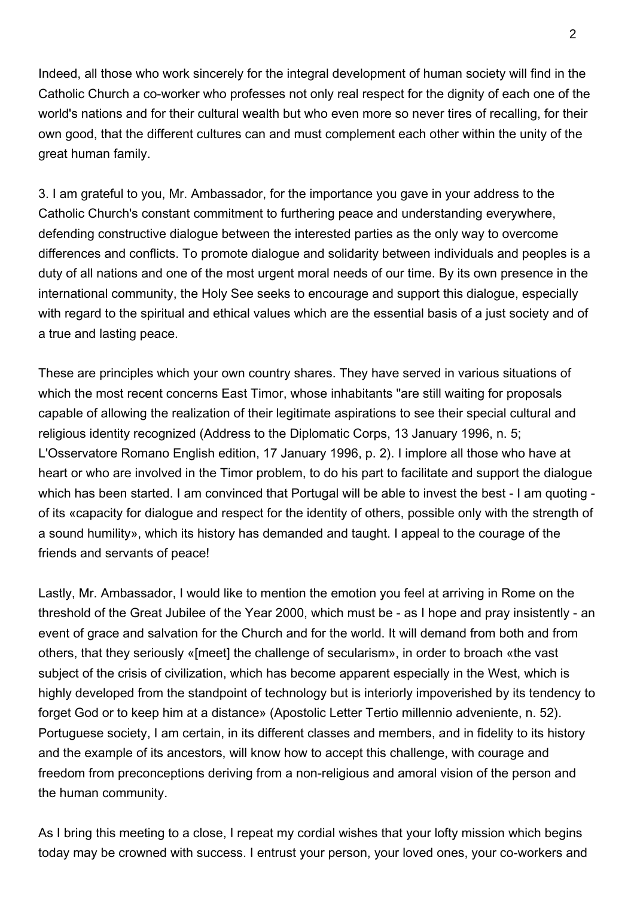Indeed, all those who work sincerely for the integral development of human society will find in the Catholic Church a co-worker who professes not only real respect for the dignity of each one of the world's nations and for their cultural wealth but who even more so never tires of recalling, for their own good, that the different cultures can and must complement each other within the unity of the great human family.

3. I am grateful to you, Mr. Ambassador, for the importance you gave in your address to the Catholic Church's constant commitment to furthering peace and understanding everywhere, defending constructive dialogue between the interested parties as the only way to overcome differences and conflicts. To promote dialogue and solidarity between individuals and peoples is a duty of all nations and one of the most urgent moral needs of our time. By its own presence in the international community, the Holy See seeks to encourage and support this dialogue, especially with regard to the spiritual and ethical values which are the essential basis of a just society and of a true and lasting peace.

These are principles which your own country shares. They have served in various situations of which the most recent concerns East Timor, whose inhabitants "are still waiting for proposals capable of allowing the realization of their legitimate aspirations to see their special cultural and religious identity recognized (Address to the Diplomatic Corps, 13 January 1996, n. 5; L'Osservatore Romano English edition, 17 January 1996, p. 2). I implore all those who have at heart or who are involved in the Timor problem, to do his part to facilitate and support the dialogue which has been started. I am convinced that Portugal will be able to invest the best - I am quoting - of its «capacity for dialogue and respect for the identity of others, possible only with the strength of a sound humility», which its history has demanded and taught. I appeal to the courage of the friends and servants of peace!

Lastly, Mr. Ambassador, I would like to mention the emotion you feel at arriving in Rome on the threshold of the Great Jubilee of the Year 2000, which must be - as I hope and pray insistently - an event of grace and salvation for the Church and for the world. It will demand from both and from others, that they seriously «[meet] the challenge of secularism», in order to broach «the vast subject of the crisis of civilization, which has become apparent especially in the West, which is highly developed from the standpoint of technology but is interiorly impoverished by its tendency to forget God or to keep him at a distance» (Apostolic Letter Tertio millennio adveniente, n. 52). Portuguese society, I am certain, in its different classes and members, and in fidelity to its history and the example of its ancestors, will know how to accept this challenge, with courage and freedom from preconceptions deriving from a non-religious and amoral vision of the person and the human community.

As I bring this meeting to a close, I repeat my cordial wishes that your lofty mission which begins today may be crowned with success. I entrust your person, your loved ones, your co-workers and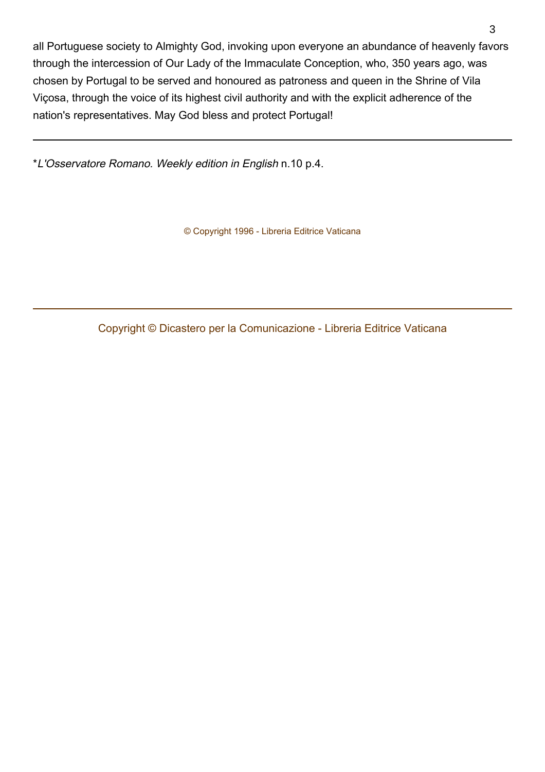all Portuguese society to Almighty God, invoking upon everyone an abundance of heavenly favors through the intercession of Our Lady of the Immaculate Conception, who, 350 years ago, was chosen by Portugal to be served and honoured as patroness and queen in the Shrine of Vila Viçosa, through the voice of its highest civil authority and with the explicit adherence of the nation's representatives. May God bless and protect Portugal!

---

**L'Osservatore Romano. Weekly edition in English* n.10 p.4.

© Copyright 1996 - Libreria Editrice Vaticana

---

Copyright © Dicastero per la Comunicazione - Libreria Editrice Vaticana